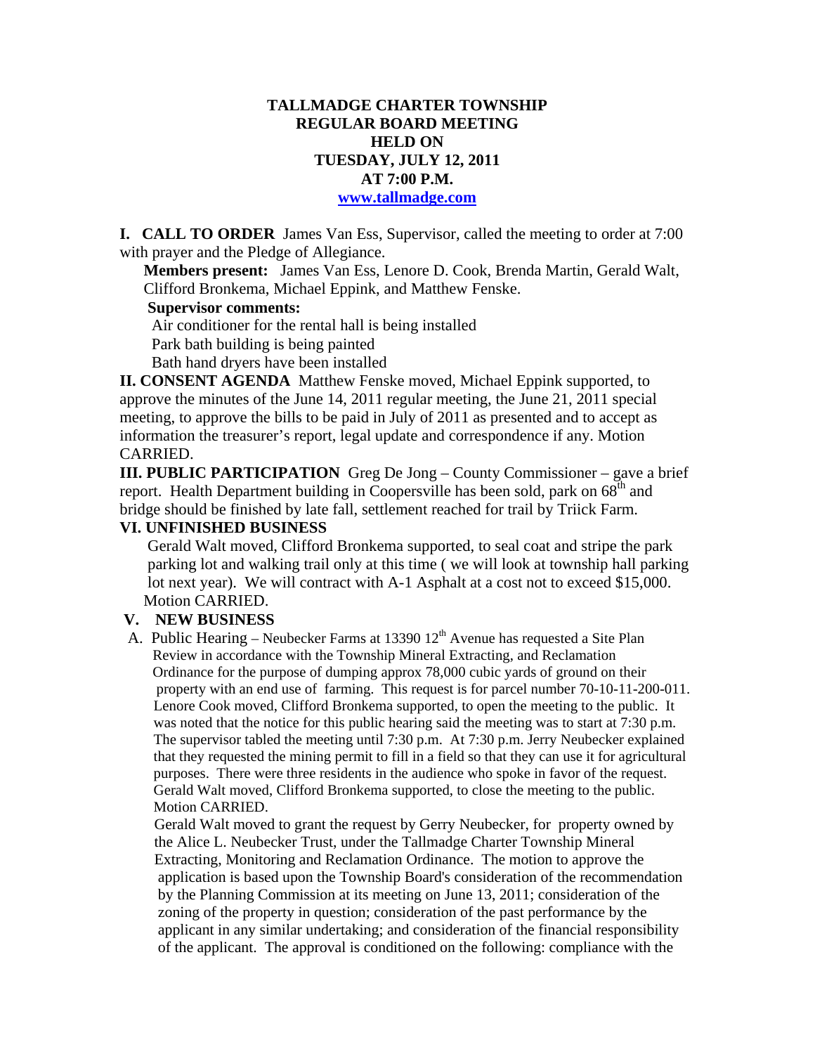# TALLMADGE CHARTER TOWNSHIP
## REGULAR BOARD MEETING
## HELD ON
## TUESDAY, JULY 12, 2011
## AT 7:00 P.M.

www.tallmadge.com

**I. CALL TO ORDER** James Van Ess, Supervisor, called the meeting to order at 7:00 with prayer and the Pledge of Allegiance.

**Members present:** James Van Ess, Lenore D. Cook, Brenda Martin, Gerald Walt, Clifford Bronkema, Michael Eppink, and Matthew Fenske.

**Supervisor comments:**

Air conditioner for the rental hall is being installed
Park bath building is being painted
Bath hand dryers have been installed

**II. CONSENT AGENDA** Matthew Fenske moved, Michael Eppink supported, to approve the minutes of the June 14, 2011 regular meeting, the June 21, 2011 special meeting, to approve the bills to be paid in July of 2011 as presented and to accept as information the treasurer's report, legal update and correspondence if any. Motion CARRIED.

**III. PUBLIC PARTICIPATION** Greg De Jong – County Commissioner – gave a brief report. Health Department building in Coopersville has been sold, park on 68th and bridge should be finished by late fall, settlement reached for trail by Triick Farm.

**VI. UNFINISHED BUSINESS**

Gerald Walt moved, Clifford Bronkema supported, to seal coat and stripe the park parking lot and walking trail only at this time ( we will look at township hall parking lot next year). We will contract with A-1 Asphalt at a cost not to exceed $15,000. Motion CARRIED.

**V. NEW BUSINESS**

A. Public Hearing – Neubecker Farms at 13390 12th Avenue has requested a Site Plan Review in accordance with the Township Mineral Extracting, and Reclamation Ordinance for the purpose of dumping approx 78,000 cubic yards of ground on their property with an end use of farming. This request is for parcel number 70-10-11-200-011. Lenore Cook moved, Clifford Bronkema supported, to open the meeting to the public. It was noted that the notice for this public hearing said the meeting was to start at 7:30 p.m. The supervisor tabled the meeting until 7:30 p.m. At 7:30 p.m. Jerry Neubecker explained that they requested the mining permit to fill in a field so that they can use it for agricultural purposes. There were three residents in the audience who spoke in favor of the request. Gerald Walt moved, Clifford Bronkema supported, to close the meeting to the public. Motion CARRIED.

Gerald Walt moved to grant the request by Gerry Neubecker, for property owned by the Alice L. Neubecker Trust, under the Tallmadge Charter Township Mineral Extracting, Monitoring and Reclamation Ordinance. The motion to approve the application is based upon the Township Board's consideration of the recommendation by the Planning Commission at its meeting on June 13, 2011; consideration of the zoning of the property in question; consideration of the past performance by the applicant in any similar undertaking; and consideration of the financial responsibility of the applicant. The approval is conditioned on the following: compliance with the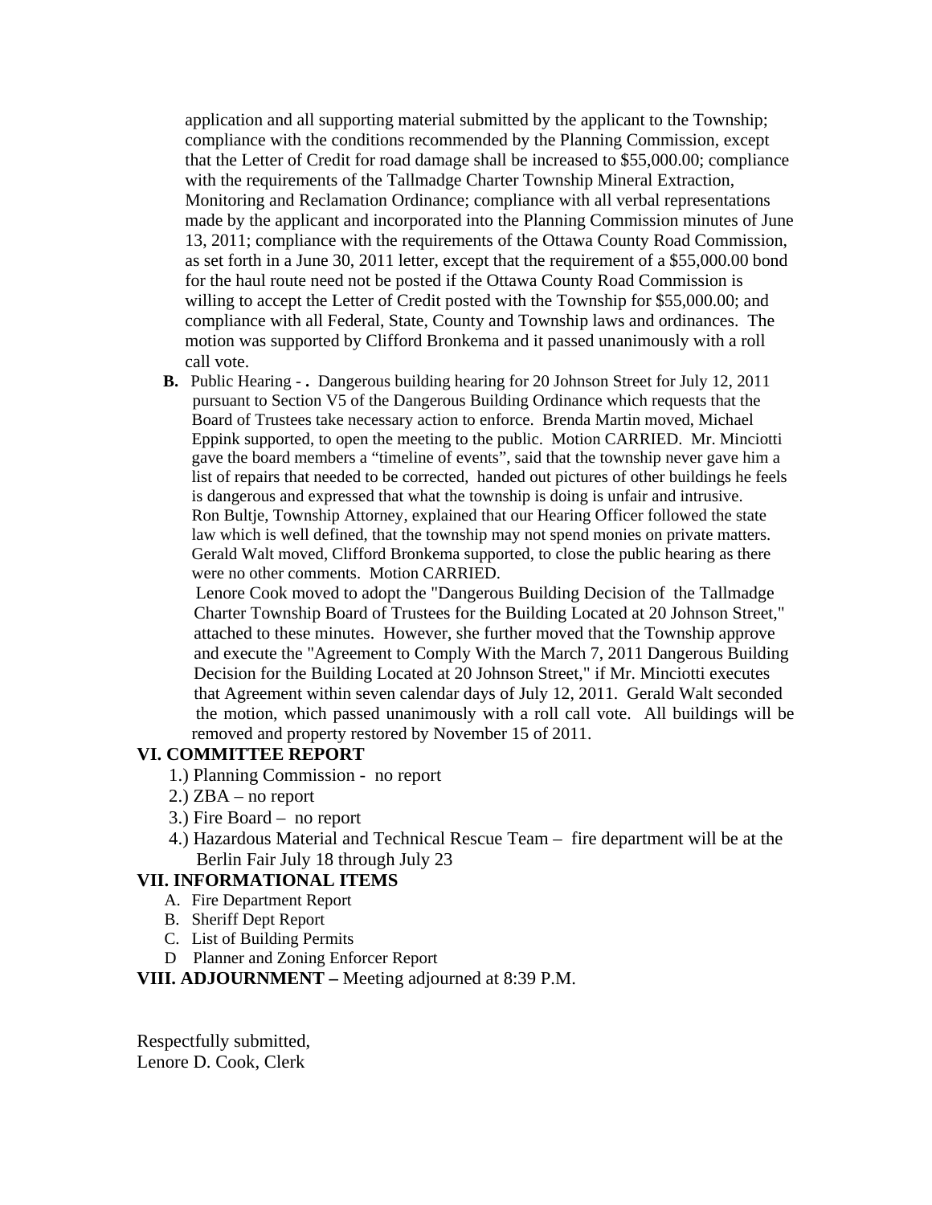application and all supporting material submitted by the applicant to the Township; compliance with the conditions recommended by the Planning Commission, except that the Letter of Credit for road damage shall be increased to $55,000.00; compliance with the requirements of the Tallmadge Charter Township Mineral Extraction, Monitoring and Reclamation Ordinance; compliance with all verbal representations made by the applicant and incorporated into the Planning Commission minutes of June 13, 2011; compliance with the requirements of the Ottawa County Road Commission, as set forth in a June 30, 2011 letter, except that the requirement of a $55,000.00 bond for the haul route need not be posted if the Ottawa County Road Commission is willing to accept the Letter of Credit posted with the Township for $55,000.00; and compliance with all Federal, State, County and Township laws and ordinances. The motion was supported by Clifford Bronkema and it passed unanimously with a roll call vote.

**B.** Public Hearing - **.** Dangerous building hearing for 20 Johnson Street for July 12, 2011 pursuant to Section V5 of the Dangerous Building Ordinance which requests that the Board of Trustees take necessary action to enforce. Brenda Martin moved, Michael Eppink supported, to open the meeting to the public. Motion CARRIED. Mr. Minciotti gave the board members a "timeline of events", said that the township never gave him a list of repairs that needed to be corrected, handed out pictures of other buildings he feels is dangerous and expressed that what the township is doing is unfair and intrusive. Ron Bultje, Township Attorney, explained that our Hearing Officer followed the state law which is well defined, that the township may not spend monies on private matters. Gerald Walt moved, Clifford Bronkema supported, to close the public hearing as there were no other comments. Motion CARRIED.

Lenore Cook moved to adopt the "Dangerous Building Decision of the Tallmadge Charter Township Board of Trustees for the Building Located at 20 Johnson Street," attached to these minutes. However, she further moved that the Township approve and execute the "Agreement to Comply With the March 7, 2011 Dangerous Building Decision for the Building Located at 20 Johnson Street," if Mr. Minciotti executes that Agreement within seven calendar days of July 12, 2011. Gerald Walt seconded the motion, which passed unanimously with a roll call vote. All buildings will be removed and property restored by November 15 of 2011.

**VI. COMMITTEE REPORT**

1.) Planning Commission - no report
2.) ZBA – no report
3.) Fire Board – no report
4.) Hazardous Material and Technical Rescue Team – fire department will be at the Berlin Fair July 18 through July 23

**VII. INFORMATIONAL ITEMS**

A. Fire Department Report
B. Sheriff Dept Report
C. List of Building Permits
D Planner and Zoning Enforcer Report

**VIII. ADJOURNMENT –** Meeting adjourned at 8:39 P.M.

Respectfully submitted,
Lenore D. Cook, Clerk